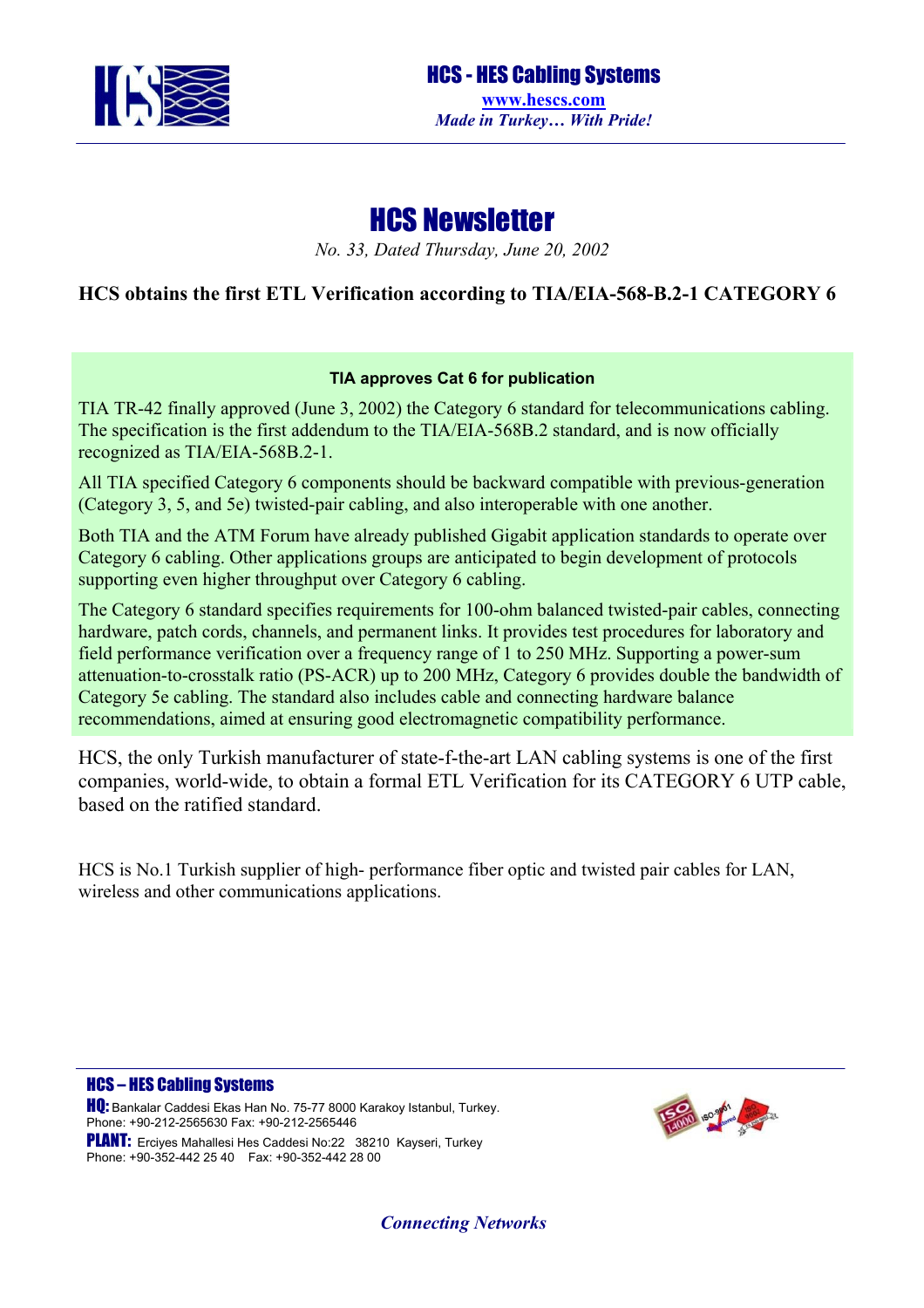HCS - HES Cabling Systems

www.hescs.com

*Made in Turkey… With Pride!*

# HCS Newsletter

*No. 33, Dated Thursday, June 20, 2002*

## HCS obtains the first ETL Verification according to TIA/EIA-568-B.2-1 CATEGORY 6

### TIA approves Cat 6 for publication

TIA TR-42 finally approved (June 3, 2002) the Category 6 standard for telecommunications cabling. The specification is the first addendum to the TIA/EIA-568B.2 standard, and is now officially recognized as TIA/EIA-568B.2-1.

All TIA specified Category 6 components should be backward compatible with previous-generation (Category 3, 5, and 5e) twisted-pair cabling, and also interoperable with one another.

Both TIA and the ATM Forum have already published Gigabit application standards to operate over Category 6 cabling. Other applications groups are anticipated to begin development of protocols supporting even higher throughput over Category 6 cabling.

The Category 6 standard specifies requirements for 100-ohm balanced twisted-pair cables, connecting hardware, patch cords, channels, and permanent links. It provides test procedures for laboratory and field performance verification over a frequency range of 1 to 250 MHz. Supporting a power-sum attenuation-to-crosstalk ratio (PS-ACR) up to 200 MHz, Category 6 provides double the bandwidth of Category 5e cabling. The standard also includes cable and connecting hardware balance recommendations, aimed at ensuring good electromagnetic compatibility performance.

HCS, the only Turkish manufacturer of state-f-the-art LAN cabling systems is one of the first companies, world-wide, to obtain a formal ETL Verification for its CATEGORY 6 UTP cable, based on the ratified standard.

HCS is No.1 Turkish supplier of high- performance fiber optic and twisted pair cables for LAN, wireless and other communications applications.

**HCS – HES Cabling Systems**

**HQ:** Bankalar Caddesi Ekas Han No. 75-77 8000 Karakoy Istanbul, Turkey.
Phone: +90-212-2565630 Fax: +90-212-2565446

**PLANT:** Erciyes Mahallesi Hes Caddesi No:22 38210 Kayseri, Turkey
Phone: +90-352-442 25 40 Fax: +90-352-442 28 00

*Connecting Networks*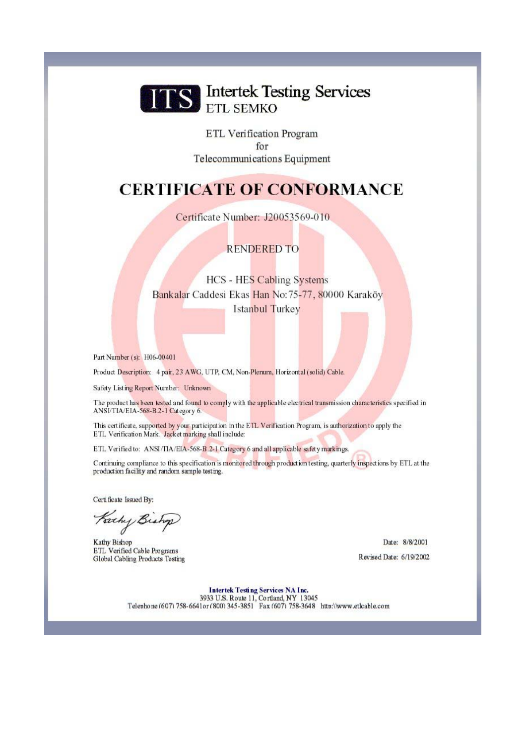**ITS** Intertek Testing Services
ETL SEMKO

ETL Verification Program
for
Telecommunications Equipment

# CERTIFICATE OF CONFORMANCE

Certificate Number: J20053569-010

RENDERED TO

HCS - HES Cabling Systems
Bankalar Caddesi Ekas Han No:75-77, 80000 Karaköy
Istanbul Turkey

Part Number (s): H06-00401

Product Description: 4 pair, 23 AWG, UTP, CM, Non-Plenum, Horizontal (solid) Cable.

Safety Listing Report Number: Unknown

The product has been tested and found to comply with the applicable electrical transmission characteristics specified in ANSI/TIA/EIA-568-B.2-1 Category 6.

This certificate, supported by your participation in the ETL Verification Program, is authorization to apply the ETL Verification Mark. Jacket marking shall include:

ETL Verified to: ANSI/TIA/EIA-568-B.2-1 Category 6 and all applicable safety markings.

Continuing compliance to this specification is monitored through production testing, quarterly inspections by ETL at the production facility and random sample testing.

Certificate Issued By:

Kathy Bishop
ETL Verified Cable Programs
Global Cabling Products Testing

Date: 8/8/2001

Revised Date: 6/19/2002

**Intertek Testing Services NA Inc.**
3933 U.S. Route 11, Cortland, NY 13045
Telephone (607) 758-6641or (800) 345-3851 Fax (607) 758-3648 http:\\www.etlcable.com